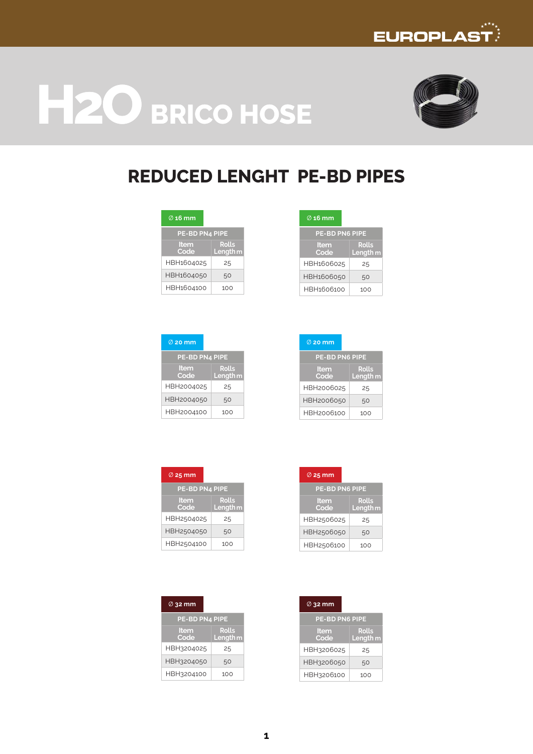EUROPLAST

# H2O BRICO HOSE

## REDUCED LENGHT PE-BD PIPES

### ∅ 16 mm

| PE-BD PN4 PIPE | |
|---|---|
| Item Code | Rolls Length m |
| HBH1604025 | 25 |
| HBH1604050 | 50 |
| HBH1604100 | 100 |

### ∅ 16 mm

| PE-BD PN6 PIPE | |
|---|---|
| Item Code | Rolls Length m |
| HBH1606025 | 25 |
| HBH1606050 | 50 |
| HBH1606100 | 100 |

### ∅ 20 mm

| PE-BD PN4 PIPE | |
|---|---|
| Item Code | Rolls Length m |
| HBH2004025 | 25 |
| HBH2004050 | 50 |
| HBH2004100 | 100 |

### ∅ 20 mm

| PE-BD PN6 PIPE | |
|---|---|
| Item Code | Rolls Length m |
| HBH2006025 | 25 |
| HBH2006050 | 50 |
| HBH2006100 | 100 |

### ∅ 25 mm

| PE-BD PN4 PIPE | |
|---|---|
| Item Code | Rolls Length m |
| HBH2504025 | 25 |
| HBH2504050 | 50 |
| HBH2504100 | 100 |

### ∅ 25 mm

| PE-BD PN6 PIPE | |
|---|---|
| Item Code | Rolls Length m |
| HBH2506025 | 25 |
| HBH2506050 | 50 |
| HBH2506100 | 100 |

### ∅ 32 mm

| PE-BD PN4 PIPE | |
|---|---|
| Item Code | Rolls Length m |
| HBH3204025 | 25 |
| HBH3204050 | 50 |
| HBH3204100 | 100 |

### ∅ 32 mm

| PE-BD PN6 PIPE | |
|---|---|
| Item Code | Rolls Length m |
| HBH3206025 | 25 |
| HBH3206050 | 50 |
| HBH3206100 | 100 |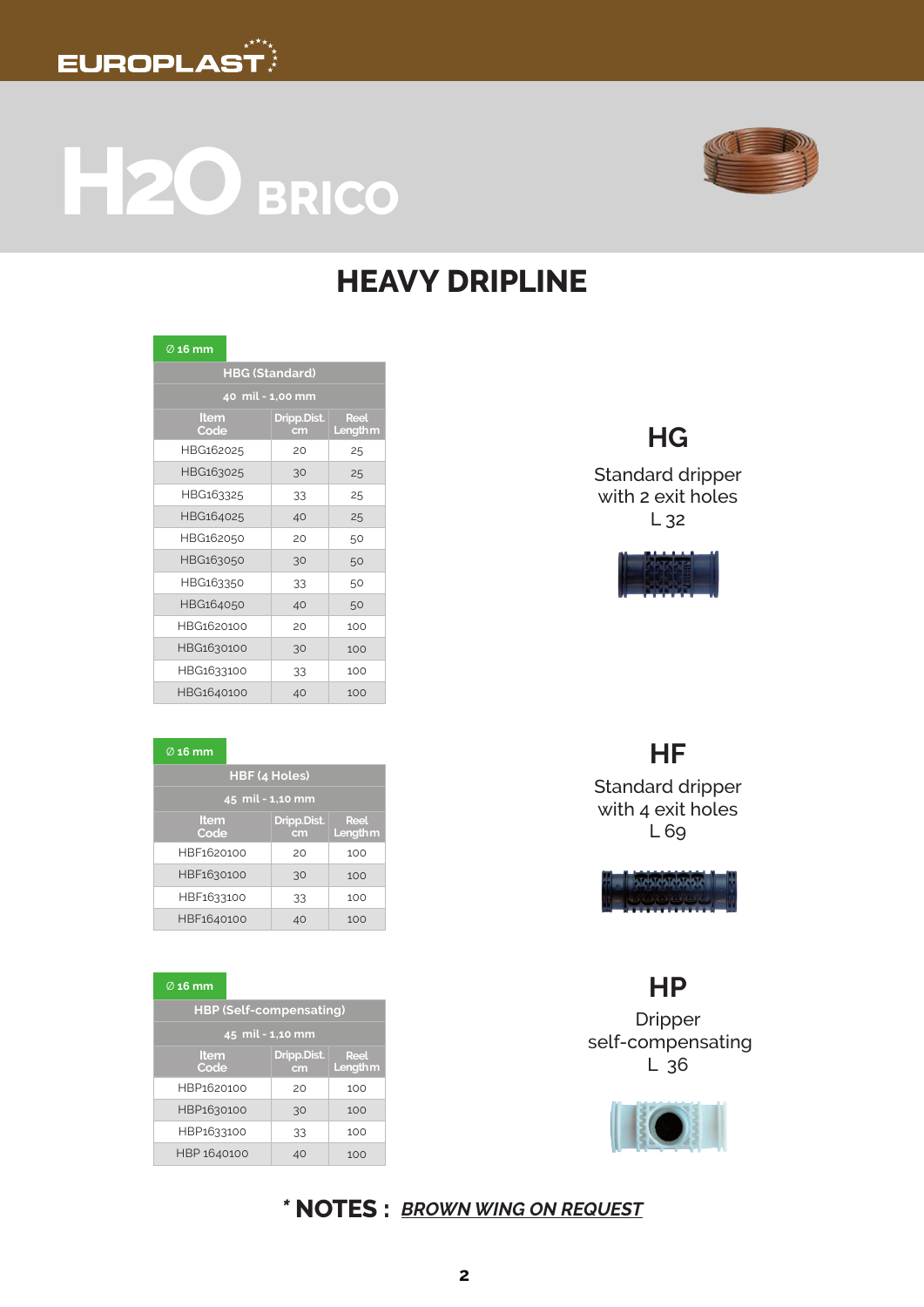EUROPLAST

# H2O BRICO

## HEAVY DRIPLINE

∅ 16 mm

| HBG (Standard) | | |
|---|---|---|
| 40 mil - 1,00 mm | | |
| Item Code | Dripp.Dist. cm | Reel Length m |
| HBG162025 | 20 | 25 |
| HBG163025 | 30 | 25 |
| HBG163325 | 33 | 25 |
| HBG164025 | 40 | 25 |
| HBG162050 | 20 | 50 |
| HBG163050 | 30 | 50 |
| HBG163350 | 33 | 50 |
| HBG164050 | 40 | 50 |
| HBG1620100 | 20 | 100 |
| HBG1630100 | 30 | 100 |
| HBG1633100 | 33 | 100 |
| HBG1640100 | 40 | 100 |

### HG

Standard dripper
with 2 exit holes
L 32

∅ 16 mm

| HBF (4 Holes) | | |
|---|---|---|
| 45 mil - 1,10 mm | | |
| Item Code | Dripp.Dist. cm | Reel Length m |
| HBF1620100 | 20 | 100 |
| HBF1630100 | 30 | 100 |
| HBF1633100 | 33 | 100 |
| HBF1640100 | 40 | 100 |

### HF

Standard dripper
with 4 exit holes
L 69

∅ 16 mm

| HBP (Self-compensating) | | |
|---|---|---|
| 45 mil - 1,10 mm | | |
| Item Code | Dripp.Dist. cm | Reel Length m |
| HBP1620100 | 20 | 100 |
| HBP1630100 | 30 | 100 |
| HBP1633100 | 33 | 100 |
| HBP 1640100 | 40 | 100 |

### HP

Dripper
self-compensating
L 36

**\* NOTES :** ***BROWN WING ON REQUEST***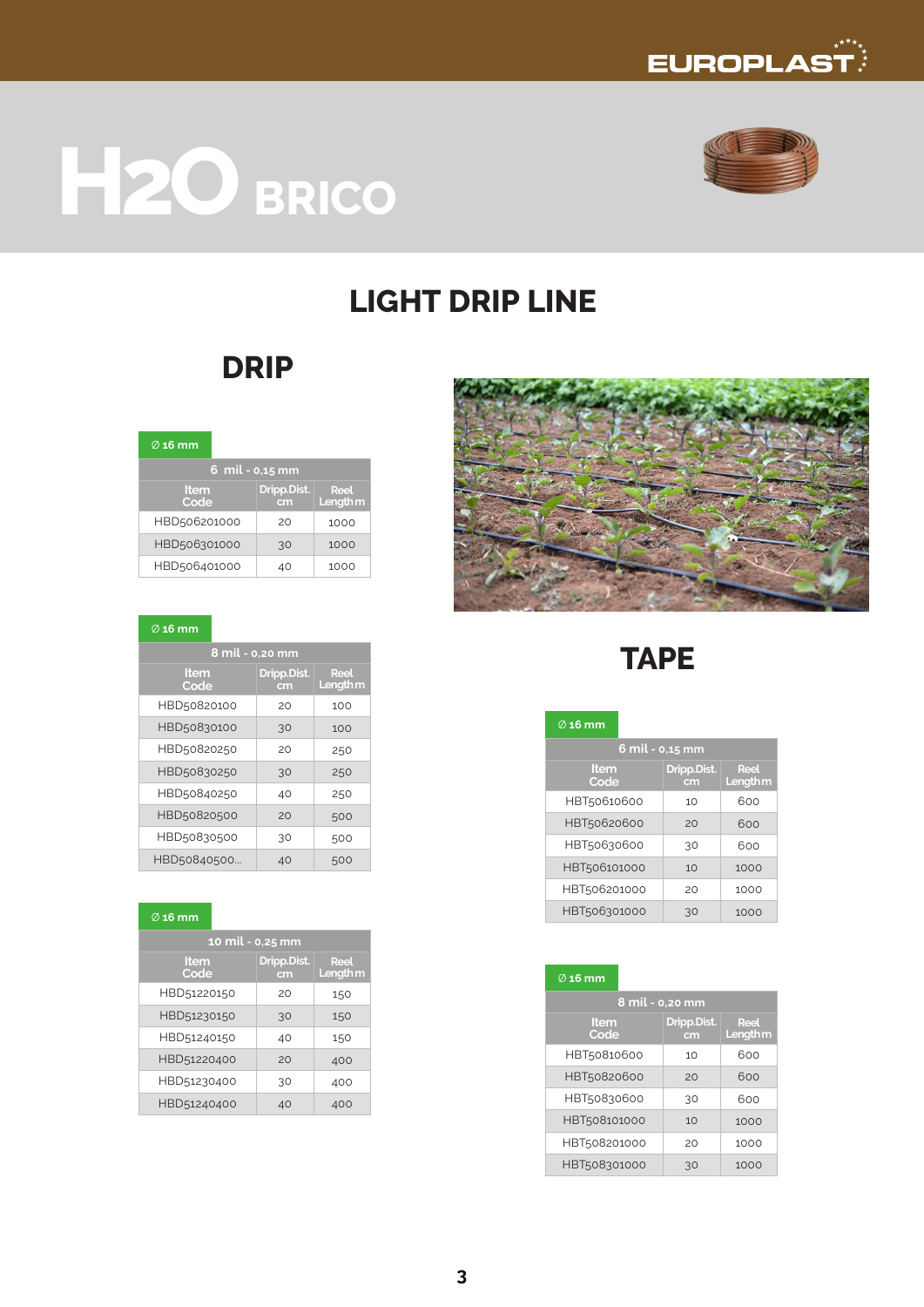EUROPLAST

# H2O BRICO

## LIGHT DRIP LINE

### DRIP

Ø 16 mm

| 6 mil - 0,15 mm | | |
|---|---|---|
| Item Code | Dripp.Dist. cm | Reel Length m |
| HBD506201000 | 20 | 1000 |
| HBD506301000 | 30 | 1000 |
| HBD506401000 | 40 | 1000 |

Ø 16 mm

| 8 mil - 0,20 mm | | |
|---|---|---|
| Item Code | Dripp.Dist. cm | Reel Length m |
| HBD50820100 | 20 | 100 |
| HBD50830100 | 30 | 100 |
| HBD50820250 | 20 | 250 |
| HBD50830250 | 30 | 250 |
| HBD50840250 | 40 | 250 |
| HBD50820500 | 20 | 500 |
| HBD50830500 | 30 | 500 |
| HBD50840500... | 40 | 500 |

Ø 16 mm

| 10 mil - 0,25 mm | | |
|---|---|---|
| Item Code | Dripp.Dist. cm | Reel Length m |
| HBD51220150 | 20 | 150 |
| HBD51230150 | 30 | 150 |
| HBD51240150 | 40 | 150 |
| HBD51220400 | 20 | 400 |
| HBD51230400 | 30 | 400 |
| HBD51240400 | 40 | 400 |

### TAPE

Ø 16 mm

| 6 mil - 0,15 mm | | |
|---|---|---|
| Item Code | Dripp.Dist. cm | Reel Length m |
| HBT50610600 | 10 | 600 |
| HBT50620600 | 20 | 600 |
| HBT50630600 | 30 | 600 |
| HBT506101000 | 10 | 1000 |
| HBT506201000 | 20 | 1000 |
| HBT506301000 | 30 | 1000 |

Ø 16 mm

| 8 mil - 0,20 mm | | |
|---|---|---|
| Item Code | Dripp.Dist. cm | Reel Length m |
| HBT50810600 | 10 | 600 |
| HBT50820600 | 20 | 600 |
| HBT50830600 | 30 | 600 |
| HBT508101000 | 10 | 1000 |
| HBT508201000 | 20 | 1000 |
| HBT508301000 | 30 | 1000 |